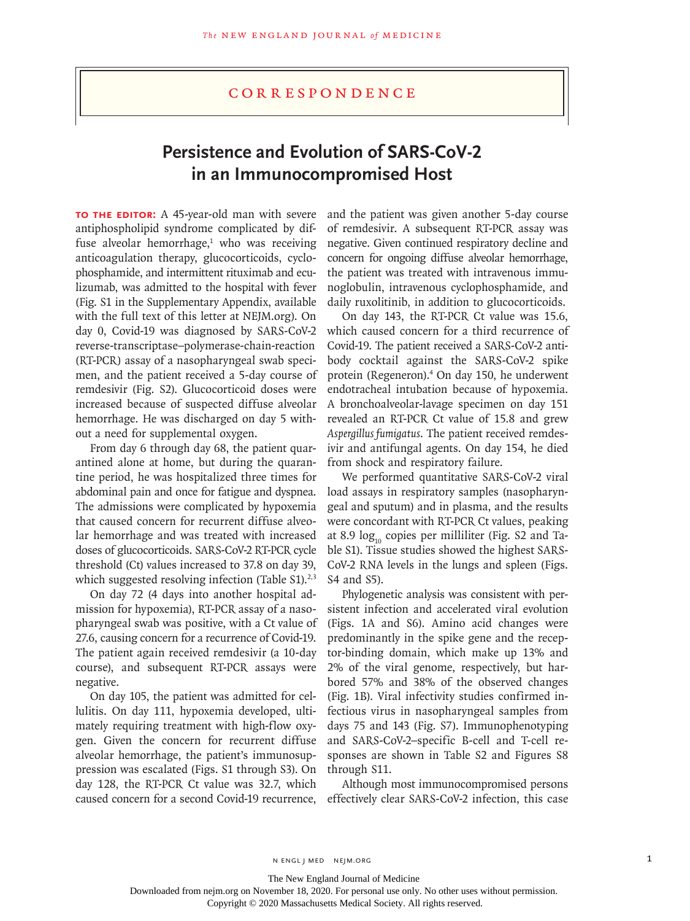# CORRESPONDENCE

## Persistence and Evolution of SARS-CoV-2 in an Immunocompromised Host

**TO THE EDITOR:** A 45-year-old man with severe antiphospholipid syndrome complicated by diffuse alveolar hemorrhage,[1] who was receiving anticoagulation therapy, glucocorticoids, cyclophosphamide, and intermittent rituximab and eculizumab, was admitted to the hospital with fever (Fig. S1 in the Supplementary Appendix, available with the full text of this letter at NEJM.org). On day 0, Covid-19 was diagnosed by SARS-CoV-2 reverse-transcriptase–polymerase-chain-reaction (RT-PCR) assay of a nasopharyngeal swab specimen, and the patient received a 5-day course of remdesivir (Fig. S2). Glucocorticoid doses were increased because of suspected diffuse alveolar hemorrhage. He was discharged on day 5 without a need for supplemental oxygen.

From day 6 through day 68, the patient quarantined alone at home, but during the quarantine period, he was hospitalized three times for abdominal pain and once for fatigue and dyspnea. The admissions were complicated by hypoxemia that caused concern for recurrent diffuse alveolar hemorrhage and was treated with increased doses of glucocorticoids. SARS-CoV-2 RT-PCR cycle threshold (Ct) values increased to 37.8 on day 39, which suggested resolving infection (Table S1).[2,3]

On day 72 (4 days into another hospital admission for hypoxemia), RT-PCR assay of a nasopharyngeal swab was positive, with a Ct value of 27.6, causing concern for a recurrence of Covid-19. The patient again received remdesivir (a 10-day course), and subsequent RT-PCR assays were negative.

On day 105, the patient was admitted for cellulitis. On day 111, hypoxemia developed, ultimately requiring treatment with high-flow oxygen. Given the concern for recurrent diffuse alveolar hemorrhage, the patient's immunosuppression was escalated (Figs. S1 through S3). On day 128, the RT-PCR Ct value was 32.7, which caused concern for a second Covid-19 recurrence, and the patient was given another 5-day course of remdesivir. A subsequent RT-PCR assay was negative. Given continued respiratory decline and concern for ongoing diffuse alveolar hemorrhage, the patient was treated with intravenous immunoglobulin, intravenous cyclophosphamide, and daily ruxolitinib, in addition to glucocorticoids.

On day 143, the RT-PCR Ct value was 15.6, which caused concern for a third recurrence of Covid-19. The patient received a SARS-CoV-2 antibody cocktail against the SARS-CoV-2 spike protein (Regeneron).[4] On day 150, he underwent endotracheal intubation because of hypoxemia. A bronchoalveolar-lavage specimen on day 151 revealed an RT-PCR Ct value of 15.8 and grew *Aspergillus fumigatus*. The patient received remdesivir and antifungal agents. On day 154, he died from shock and respiratory failure.

We performed quantitative SARS-CoV-2 viral load assays in respiratory samples (nasopharyngeal and sputum) and in plasma, and the results were concordant with RT-PCR Ct values, peaking at 8.9 $\log_{10}$ copies per milliliter (Fig. S2 and Table S1). Tissue studies showed the highest SARS-CoV-2 RNA levels in the lungs and spleen (Figs. S4 and S5).

Phylogenetic analysis was consistent with persistent infection and accelerated viral evolution (Figs. 1A and S6). Amino acid changes were predominantly in the spike gene and the receptor-binding domain, which make up 13% and 2% of the viral genome, respectively, but harbored 57% and 38% of the observed changes (Fig. 1B). Viral infectivity studies confirmed infectious virus in nasopharyngeal samples from days 75 and 143 (Fig. S7). Immunophenotyping and SARS-CoV-2–specific B-cell and T-cell responses are shown in Table S2 and Figures S8 through S11.

Although most immunocompromised persons effectively clear SARS-CoV-2 infection, this case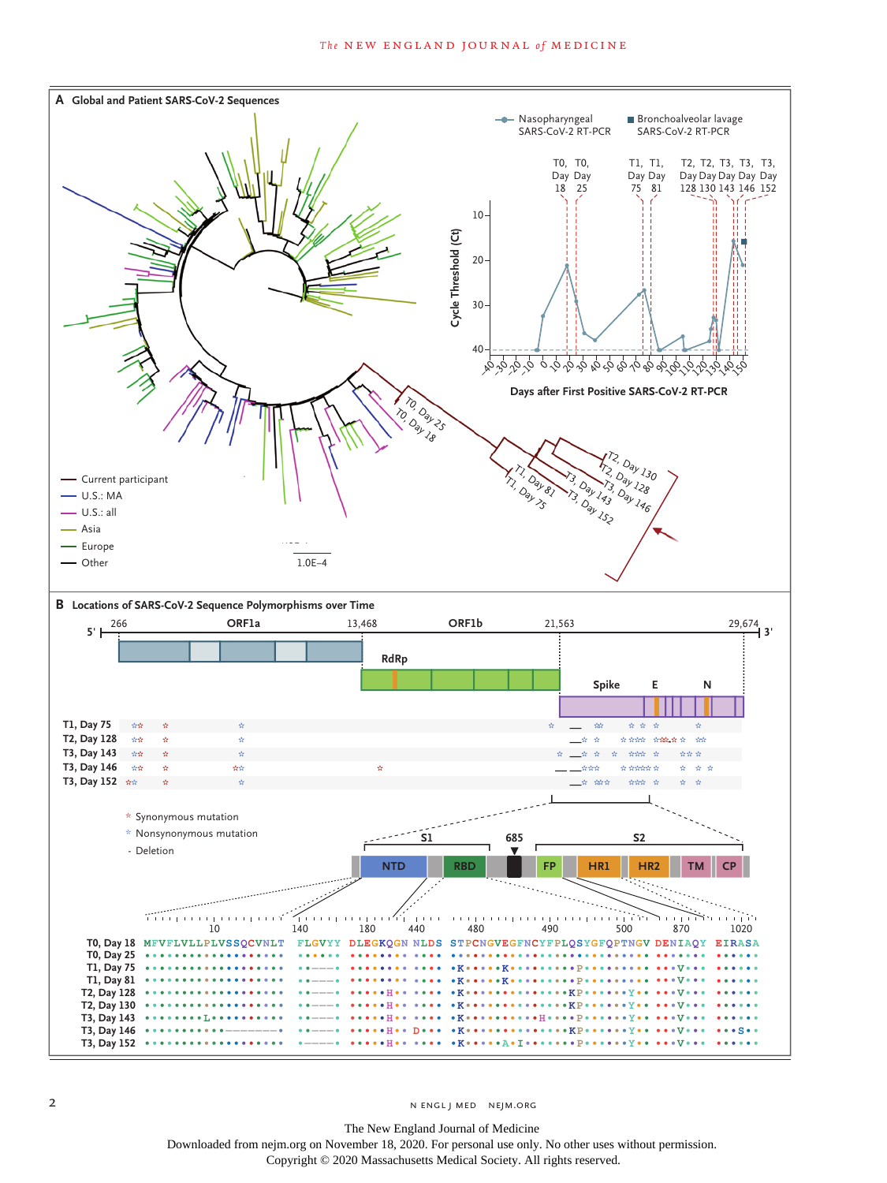**A Global and Patient SARS-CoV-2 Sequences**

Nasopharyngeal SARS-CoV-2 RT-PCR

Bronchoalveolar lavage SARS-CoV-2 RT-PCR

T0, Day 18 · T0, Day 25 · T1, Day 75 · T1, Day 81 · T2, Day 128 · T2, Day 130 · T3, Day 143 · T3, Day 146 · T3, Day 152

Cycle Threshold (Ct)

Days after First Positive SARS-CoV-2 RT-PCR

- Current participant
- U.S.: MA
- U.S.: all
- Asia
- Europe
- Other

1.0E–4

**B Locations of SARS-CoV-2 Sequence Polymorphisms over Time**

5′ 266 ORF1a 13,468 ORF1b 21,563 29,674 3′

RdRp · Spike · E · N

T1, Day 75 · T2, Day 128 · T3, Day 143 · T3, Day 146 · T3, Day 152

☆ Synonymous mutation
☆ Nonsynonymous mutation
- Deletion

S1 · 685 · S2

NTD · RBD · FP · HR1 · HR2 · TM · CP

```
              10                 140      180        440    480        490          500         870       1020
T0, Day 18   MFVFLVLLPLVSSQCVNLT  FLGVYY  DLEGKQGN NLDS  STPCNGVEGFNCYFPLQSYGFQPTNGV  DENIAQY  EIRASA
T0, Day 25   ...................  ......  ........ ....  ...........................  .......  ......
T1, Day 75   ...................  ..----  ........ ....  .K....K.........P.........  ...V...  ......
T1, Day 81   ...................  ..----  ........ ....  .K....K.........P.........  ...V...  ......
T2, Day 128  ...................  ..----  ....H... ....  .K..............KP......Y..  ...V...  ......
T2, Day 130  ...................  ..----  ....H... ....  .K..............KP......Y..  ...V...  ......
T3, Day 143  .........L.........  ..----  ....H... ....  .K..........H....P......Y..  ...V...  ......
T3, Day 146  ..........---------  ..----  ....H... D...  .K..............KP......Y..  ...V...  ...S..
T3, Day 152  ...................  .-----  ....H... ....  .K.....A.I.......P......Y..  ...V...  ......
```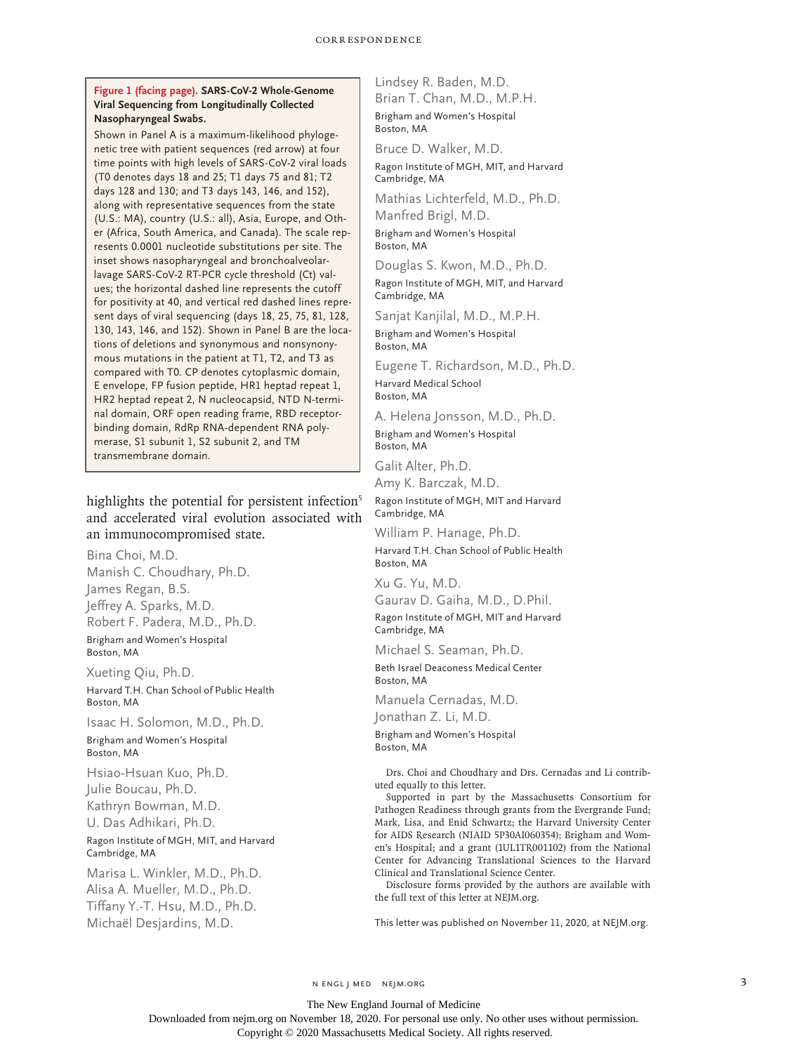**Figure 1 (facing page). SARS-CoV-2 Whole-Genome Viral Sequencing from Longitudinally Collected Nasopharyngeal Swabs.**

Shown in Panel A is a maximum-likelihood phylogenetic tree with patient sequences (red arrow) at four time points with high levels of SARS-CoV-2 viral loads (T0 denotes days 18 and 25; T1 days 75 and 81; T2 days 128 and 130; and T3 days 143, 146, and 152), along with representative sequences from the state (U.S.: MA), country (U.S.: all), Asia, Europe, and Other (Africa, South America, and Canada). The scale represents 0.0001 nucleotide substitutions per site. The inset shows nasopharyngeal and bronchoalveolar-lavage SARS-CoV-2 RT-PCR cycle threshold (Ct) values; the horizontal dashed line represents the cutoff for positivity at 40, and vertical red dashed lines represent days of viral sequencing (days 18, 25, 75, 81, 128, 130, 143, 146, and 152). Shown in Panel B are the locations of deletions and synonymous and nonsynonymous mutations in the patient at T1, T2, and T3 as compared with T0. CP denotes cytoplasmic domain, E envelope, FP fusion peptide, HR1 heptad repeat 1, HR2 heptad repeat 2, N nucleocapsid, NTD N-terminal domain, ORF open reading frame, RBD receptor-binding domain, RdRp RNA-dependent RNA polymerase, S1 subunit 1, S2 subunit 2, and TM transmembrane domain.

highlights the potential for persistent infection[5] and accelerated viral evolution associated with an immunocompromised state.

Bina Choi, M.D.
Manish C. Choudhary, Ph.D.
James Regan, B.S.
Jeffrey A. Sparks, M.D.
Robert F. Padera, M.D., Ph.D.
Brigham and Women's Hospital
Boston, MA

Xueting Qiu, Ph.D.
Harvard T.H. Chan School of Public Health
Boston, MA

Isaac H. Solomon, M.D., Ph.D.
Brigham and Women's Hospital
Boston, MA

Hsiao-Hsuan Kuo, Ph.D.
Julie Boucau, Ph.D.
Kathryn Bowman, M.D.
U. Das Adhikari, Ph.D.
Ragon Institute of MGH, MIT, and Harvard
Cambridge, MA

Marisa L. Winkler, M.D., Ph.D.
Alisa A. Mueller, M.D., Ph.D.
Tiffany Y.-T. Hsu, M.D., Ph.D.
Michaël Desjardins, M.D.
Lindsey R. Baden, M.D.
Brian T. Chan, M.D., M.P.H.
Brigham and Women's Hospital
Boston, MA

Bruce D. Walker, M.D.
Ragon Institute of MGH, MIT, and Harvard
Cambridge, MA

Mathias Lichterfeld, M.D., Ph.D.
Manfred Brigl, M.D.
Brigham and Women's Hospital
Boston, MA

Douglas S. Kwon, M.D., Ph.D.
Ragon Institute of MGH, MIT, and Harvard
Cambridge, MA

Sanjat Kanjilal, M.D., M.P.H.
Brigham and Women's Hospital
Boston, MA

Eugene T. Richardson, M.D., Ph.D.
Harvard Medical School
Boston, MA

A. Helena Jonsson, M.D., Ph.D.
Brigham and Women's Hospital
Boston, MA

Galit Alter, Ph.D.
Amy K. Barczak, M.D.
Ragon Institute of MGH, MIT and Harvard
Cambridge, MA

William P. Hanage, Ph.D.
Harvard T.H. Chan School of Public Health
Boston, MA

Xu G. Yu, M.D.
Gaurav D. Gaiha, M.D., D.Phil.
Ragon Institute of MGH, MIT and Harvard
Cambridge, MA

Michael S. Seaman, Ph.D.
Beth Israel Deaconess Medical Center
Boston, MA

Manuela Cernadas, M.D.
Jonathan Z. Li, M.D.
Brigham and Women's Hospital
Boston, MA

Drs. Choi and Choudhary and Drs. Cernadas and Li contributed equally to this letter.

Supported in part by the Massachusetts Consortium for Pathogen Readiness through grants from the Evergrande Fund; Mark, Lisa, and Enid Schwartz; the Harvard University Center for AIDS Research (NIAID 5P30AI060354); Brigham and Women's Hospital; and a grant (1UL1TR001102) from the National Center for Advancing Translational Sciences to the Harvard Clinical and Translational Science Center.

Disclosure forms provided by the authors are available with the full text of this letter at NEJM.org.

This letter was published on November 11, 2020, at NEJM.org.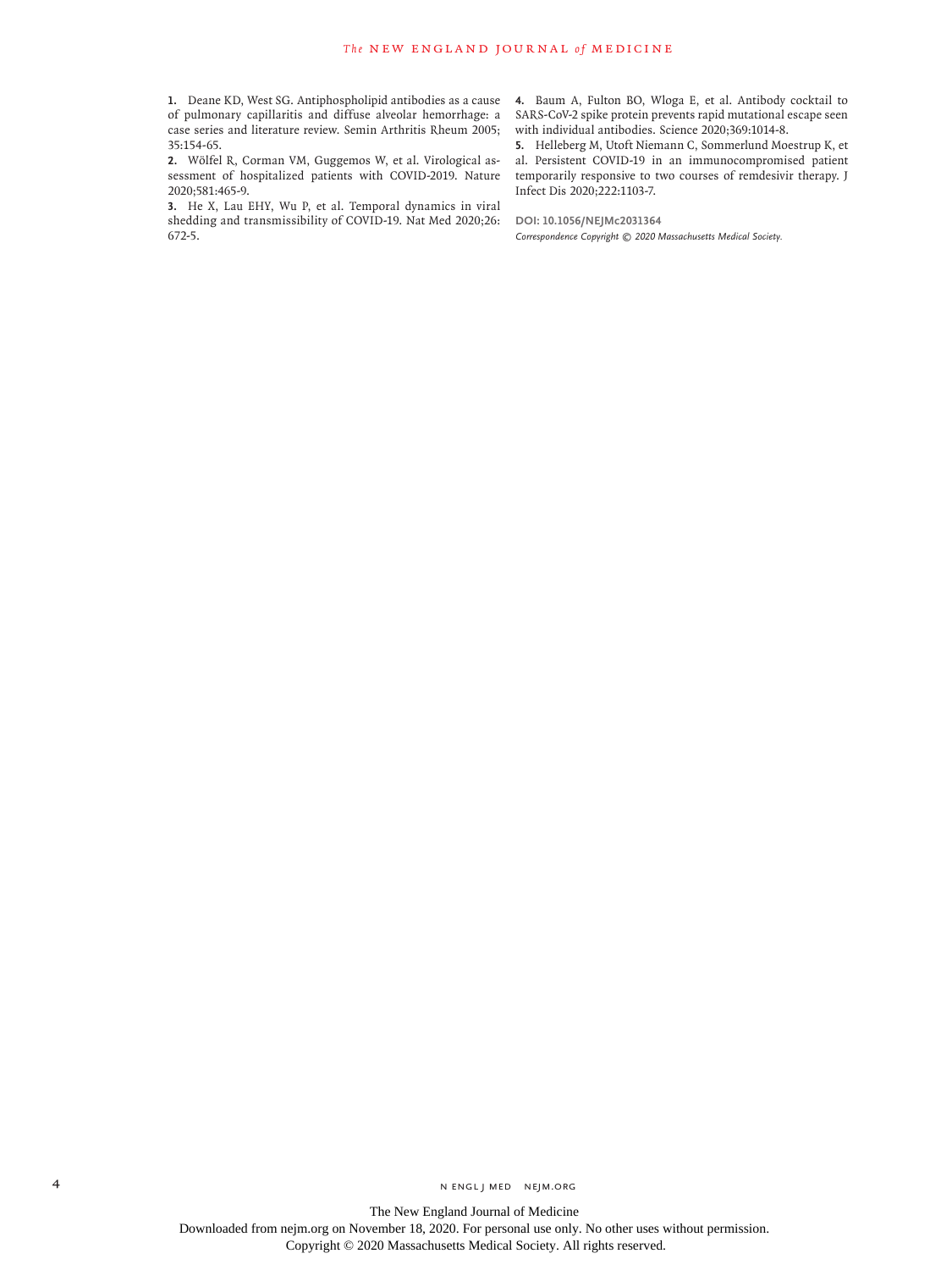1. Deane KD, West SG. Antiphospholipid antibodies as a cause of pulmonary capillaritis and diffuse alveolar hemorrhage: a case series and literature review. Semin Arthritis Rheum 2005; 35:154-65.
2. Wölfel R, Corman VM, Guggemos W, et al. Virological assessment of hospitalized patients with COVID-2019. Nature 2020;581:465-9.
3. He X, Lau EHY, Wu P, et al. Temporal dynamics in viral shedding and transmissibility of COVID-19. Nat Med 2020;26: 672-5.
4. Baum A, Fulton BO, Wloga E, et al. Antibody cocktail to SARS-CoV-2 spike protein prevents rapid mutational escape seen with individual antibodies. Science 2020;369:1014-8.
5. Helleberg M, Utoft Niemann C, Sommerlund Moestrup K, et al. Persistent COVID-19 in an immunocompromised patient temporarily responsive to two courses of remdesivir therapy. J Infect Dis 2020;222:1103-7.

**DOI: 10.1056/NEJMc2031364**

*Correspondence Copyright © 2020 Massachusetts Medical Society.*

The New England Journal of Medicine
Downloaded from nejm.org on November 18, 2020. For personal use only. No other uses without permission.
Copyright © 2020 Massachusetts Medical Society. All rights reserved.